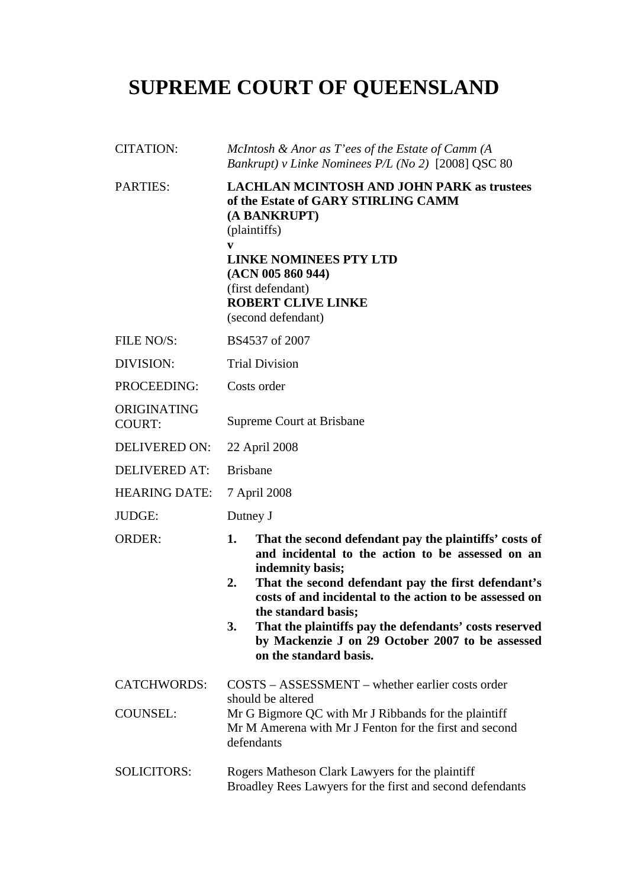# SUPREME COURT OF QUEENSLAND

| | |
|---|---|
| CITATION: | *McIntosh & Anor as T'ees of the Estate of Camm (A Bankrupt) v Linke Nominees P/L (No 2)* [2008] QSC 80 |
| PARTIES: | **LACHLAN MCINTOSH AND JOHN PARK as trustees of the Estate of GARY STIRLING CAMM (A BANKRUPT)**<br>(plaintiffs)<br>**v**<br>**LINKE NOMINEES PTY LTD (ACN 005 860 944)**<br>(first defendant)<br>**ROBERT CLIVE LINKE**<br>(second defendant) |
| FILE NO/S: | BS4537 of 2007 |
| DIVISION: | Trial Division |
| PROCEEDING: | Costs order |
| ORIGINATING COURT: | Supreme Court at Brisbane |
| DELIVERED ON: | 22 April 2008 |
| DELIVERED AT: | Brisbane |
| HEARING DATE: | 7 April 2008 |
| JUDGE: | Dutney J |
| ORDER: | **1. That the second defendant pay the plaintiffs' costs of and incidental to the action to be assessed on an indemnity basis;**<br>**2. That the second defendant pay the first defendant's costs of and incidental to the action to be assessed on the standard basis;**<br>**3. That the plaintiffs pay the defendants' costs reserved by Mackenzie J on 29 October 2007 to be assessed on the standard basis.** |
| CATCHWORDS: | COSTS – ASSESSMENT – whether earlier costs order should be altered |
| COUNSEL: | Mr G Bigmore QC with Mr J Ribbands for the plaintiff<br>Mr M Amerena with Mr J Fenton for the first and second defendants |
| SOLICITORS: | Rogers Matheson Clark Lawyers for the plaintiff<br>Broadley Rees Lawyers for the first and second defendants |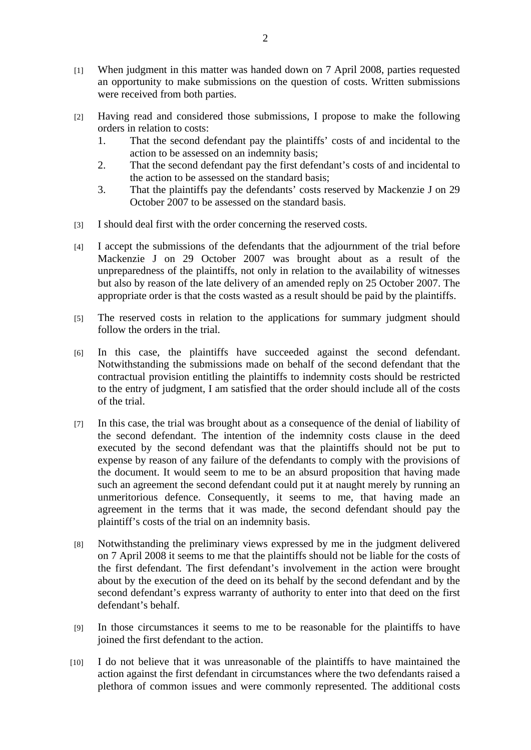[1] When judgment in this matter was handed down on 7 April 2008, parties requested an opportunity to make submissions on the question of costs. Written submissions were received from both parties.

[2] Having read and considered those submissions, I propose to make the following orders in relation to costs:

1. That the second defendant pay the plaintiffs' costs of and incidental to the action to be assessed on an indemnity basis;
2. That the second defendant pay the first defendant's costs of and incidental to the action to be assessed on the standard basis;
3. That the plaintiffs pay the defendants' costs reserved by Mackenzie J on 29 October 2007 to be assessed on the standard basis.

[3] I should deal first with the order concerning the reserved costs.

[4] I accept the submissions of the defendants that the adjournment of the trial before Mackenzie J on 29 October 2007 was brought about as a result of the unpreparedness of the plaintiffs, not only in relation to the availability of witnesses but also by reason of the late delivery of an amended reply on 25 October 2007. The appropriate order is that the costs wasted as a result should be paid by the plaintiffs.

[5] The reserved costs in relation to the applications for summary judgment should follow the orders in the trial.

[6] In this case, the plaintiffs have succeeded against the second defendant. Notwithstanding the submissions made on behalf of the second defendant that the contractual provision entitling the plaintiffs to indemnity costs should be restricted to the entry of judgment, I am satisfied that the order should include all of the costs of the trial.

[7] In this case, the trial was brought about as a consequence of the denial of liability of the second defendant. The intention of the indemnity costs clause in the deed executed by the second defendant was that the plaintiffs should not be put to expense by reason of any failure of the defendants to comply with the provisions of the document. It would seem to me to be an absurd proposition that having made such an agreement the second defendant could put it at naught merely by running an unmeritorious defence. Consequently, it seems to me, that having made an agreement in the terms that it was made, the second defendant should pay the plaintiff's costs of the trial on an indemnity basis.

[8] Notwithstanding the preliminary views expressed by me in the judgment delivered on 7 April 2008 it seems to me that the plaintiffs should not be liable for the costs of the first defendant. The first defendant's involvement in the action were brought about by the execution of the deed on its behalf by the second defendant and by the second defendant's express warranty of authority to enter into that deed on the first defendant's behalf.

[9] In those circumstances it seems to me to be reasonable for the plaintiffs to have joined the first defendant to the action.

[10] I do not believe that it was unreasonable of the plaintiffs to have maintained the action against the first defendant in circumstances where the two defendants raised a plethora of common issues and were commonly represented. The additional costs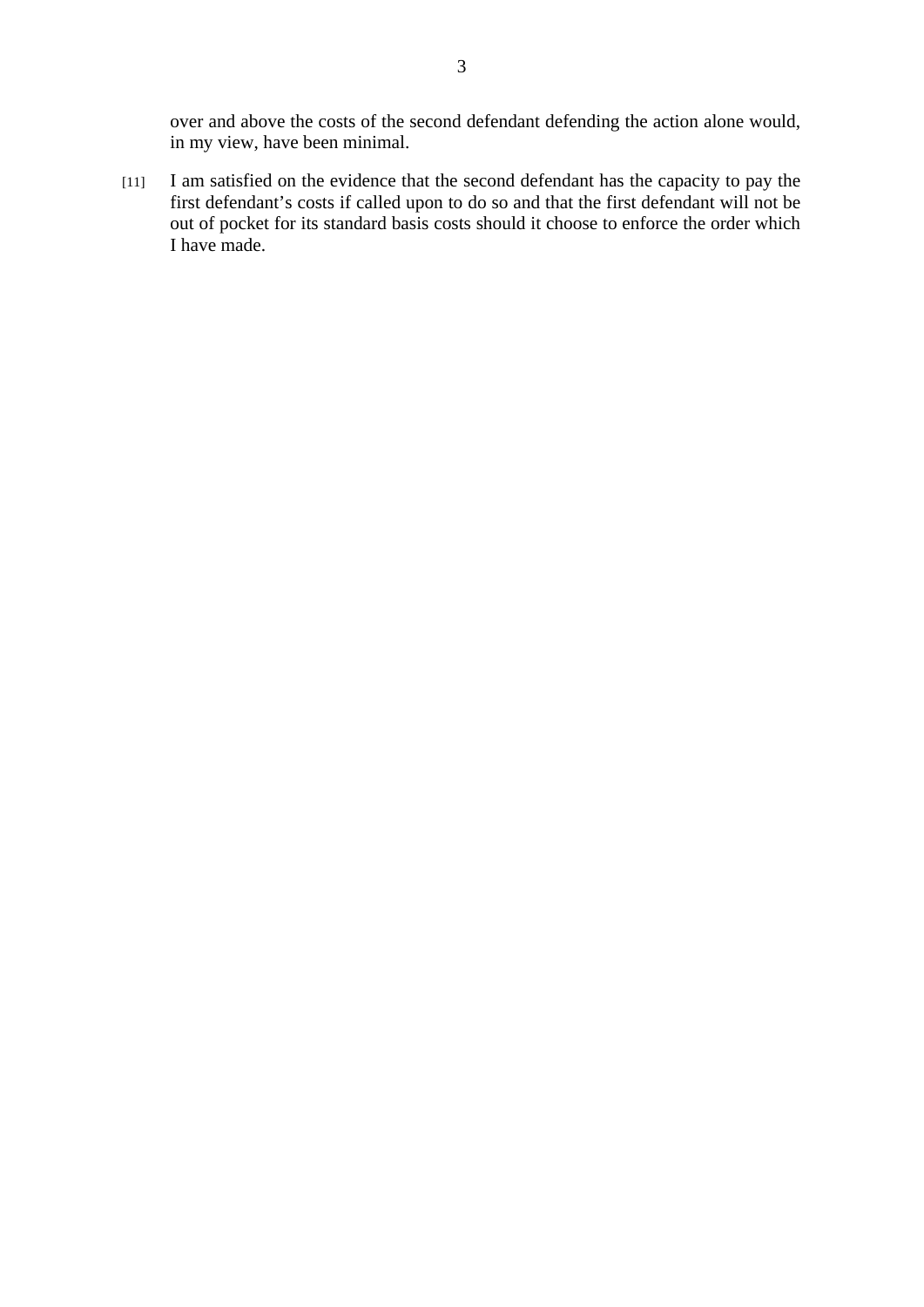over and above the costs of the second defendant defending the action alone would, in my view, have been minimal.

[11] I am satisfied on the evidence that the second defendant has the capacity to pay the first defendant's costs if called upon to do so and that the first defendant will not be out of pocket for its standard basis costs should it choose to enforce the order which I have made.